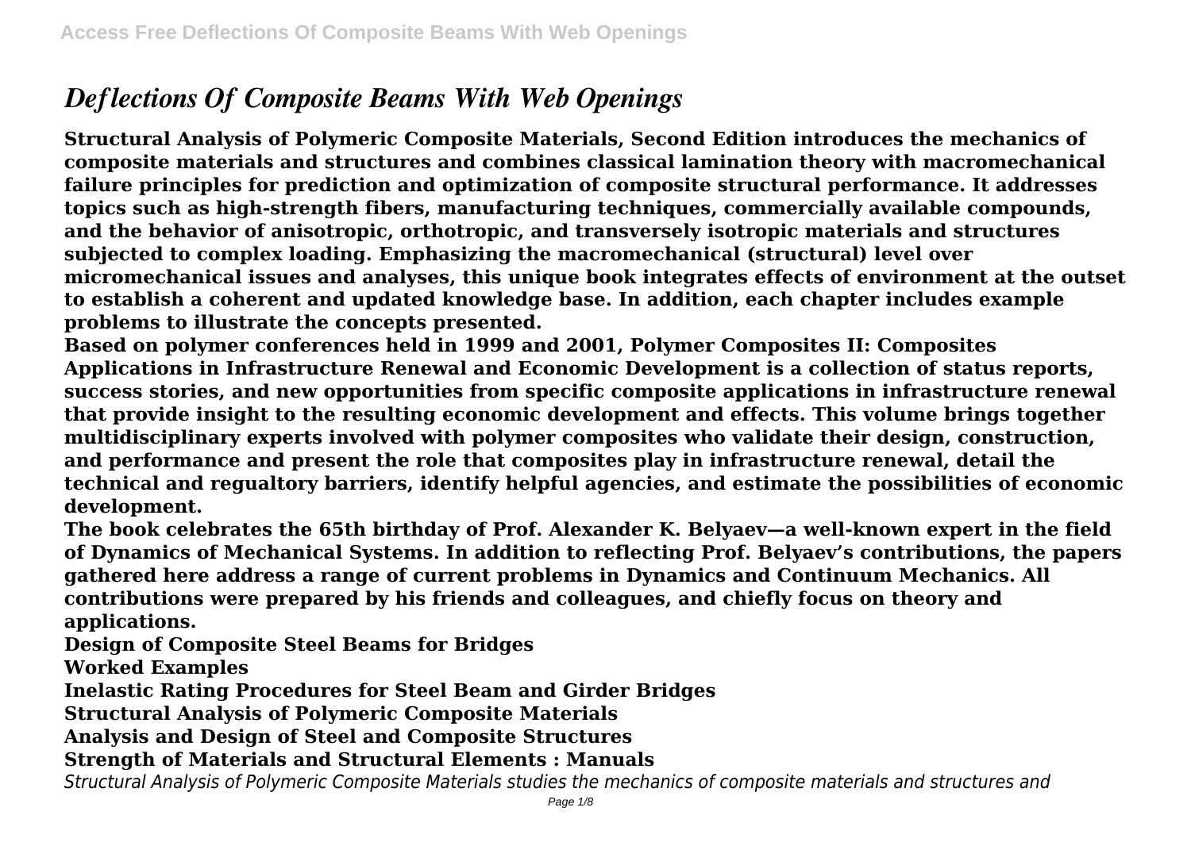# *Deflections Of Composite Beams With Web Openings*

**Structural Analysis of Polymeric Composite Materials, Second Edition introduces the mechanics of composite materials and structures and combines classical lamination theory with macromechanical failure principles for prediction and optimization of composite structural performance. It addresses topics such as high-strength fibers, manufacturing techniques, commercially available compounds, and the behavior of anisotropic, orthotropic, and transversely isotropic materials and structures subjected to complex loading. Emphasizing the macromechanical (structural) level over micromechanical issues and analyses, this unique book integrates effects of environment at the outset to establish a coherent and updated knowledge base. In addition, each chapter includes example problems to illustrate the concepts presented.**

**Based on polymer conferences held in 1999 and 2001, Polymer Composites II: Composites Applications in Infrastructure Renewal and Economic Development is a collection of status reports, success stories, and new opportunities from specific composite applications in infrastructure renewal that provide insight to the resulting economic development and effects. This volume brings together multidisciplinary experts involved with polymer composites who validate their design, construction, and performance and present the role that composites play in infrastructure renewal, detail the technical and regualtory barriers, identify helpful agencies, and estimate the possibilities of economic development.**

**The book celebrates the 65th birthday of Prof. Alexander K. Belyaev—a well-known expert in the field of Dynamics of Mechanical Systems. In addition to reflecting Prof. Belyaev's contributions, the papers gathered here address a range of current problems in Dynamics and Continuum Mechanics. All contributions were prepared by his friends and colleagues, and chiefly focus on theory and applications.**

**Design of Composite Steel Beams for Bridges**

**Worked Examples**

**Inelastic Rating Procedures for Steel Beam and Girder Bridges**

**Structural Analysis of Polymeric Composite Materials**

**Analysis and Design of Steel and Composite Structures**

**Strength of Materials and Structural Elements : Manuals**

*Structural Analysis of Polymeric Composite Materials studies the mechanics of composite materials and structures and*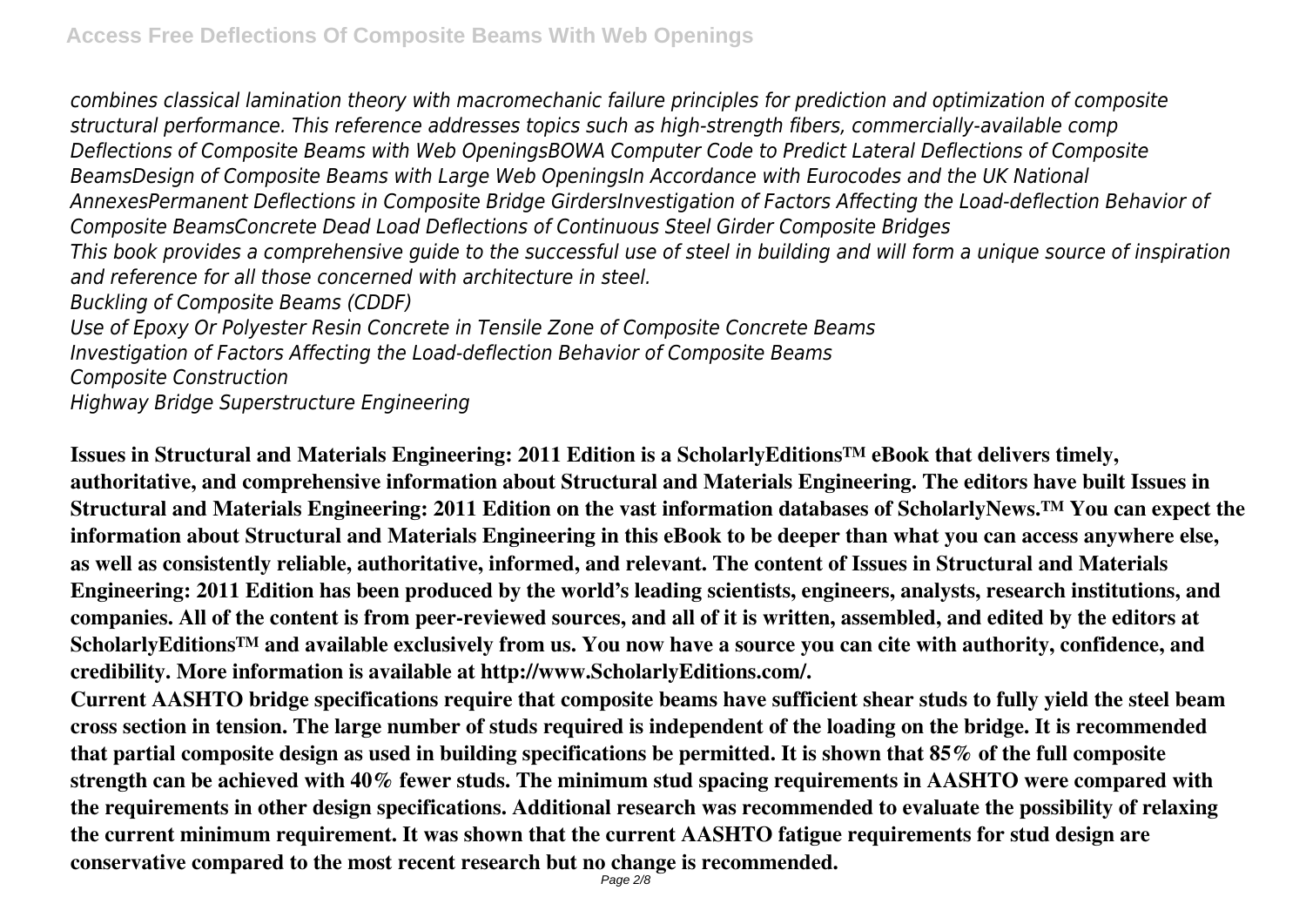*combines classical lamination theory with macromechanic failure principles for prediction and optimization of composite structural performance. This reference addresses topics such as high-strength fibers, commercially-available comp*

*Deflections of Composite Beams with Web OpeningsBOWA Computer Code to Predict Lateral Deflections of Composite BeamsDesign of Composite Beams with Large Web OpeningsIn Accordance with Eurocodes and the UK National AnnexesPermanent Deflections in Composite Bridge GirdersInvestigation of Factors Affecting the Load-deflection Behavior of Composite BeamsConcrete Dead Load Deflections of Continuous Steel Girder Composite Bridges*

*This book provides a comprehensive guide to the successful use of steel in building and will form a unique source of inspiration and reference for all those concerned with architecture in steel.*

*Buckling of Composite Beams (CDDF)*

*Use of Epoxy Or Polyester Resin Concrete in Tensile Zone of Composite Concrete Beams*

*Investigation of Factors Affecting the Load-deflection Behavior of Composite Beams*

*Composite Construction*

*Highway Bridge Superstructure Engineering*

**Issues in Structural and Materials Engineering: 2011 Edition is a ScholarlyEditions™ eBook that delivers timely, authoritative, and comprehensive information about Structural and Materials Engineering. The editors have built Issues in Structural and Materials Engineering: 2011 Edition on the vast information databases of ScholarlyNews.™ You can expect the information about Structural and Materials Engineering in this eBook to be deeper than what you can access anywhere else, as well as consistently reliable, authoritative, informed, and relevant. The content of Issues in Structural and Materials Engineering: 2011 Edition has been produced by the world's leading scientists, engineers, analysts, research institutions, and companies. All of the content is from peer-reviewed sources, and all of it is written, assembled, and edited by the editors at ScholarlyEditions™ and available exclusively from us. You now have a source you can cite with authority, confidence, and credibility. More information is available at http://www.ScholarlyEditions.com/.**

**Current AASHTO bridge specifications require that composite beams have sufficient shear studs to fully yield the steel beam cross section in tension. The large number of studs required is independent of the loading on the bridge. It is recommended that partial composite design as used in building specifications be permitted. It is shown that 85% of the full composite strength can be achieved with 40% fewer studs. The minimum stud spacing requirements in AASHTO were compared with the requirements in other design specifications. Additional research was recommended to evaluate the possibility of relaxing the current minimum requirement. It was shown that the current AASHTO fatigue requirements for stud design are conservative compared to the most recent research but no change is recommended.**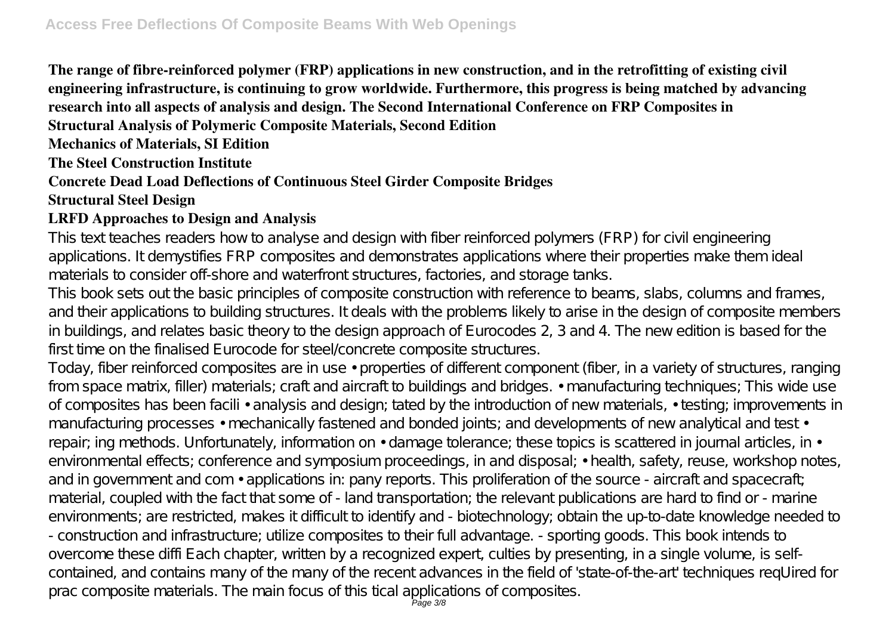**The range of fibre-reinforced polymer (FRP) applications in new construction, and in the retrofitting of existing civil engineering infrastructure, is continuing to grow worldwide. Furthermore, this progress is being matched by advancing research into all aspects of analysis and design. The Second International Conference on FRP Composites in**

**Structural Analysis of Polymeric Composite Materials, Second Edition**

**Mechanics of Materials, SI Edition**

**The Steel Construction Institute**

**Concrete Dead Load Deflections of Continuous Steel Girder Composite Bridges**

**Structural Steel Design**

**LRFD Approaches to Design and Analysis**

This text teaches readers how to analyse and design with fiber reinforced polymers (FRP) for civil engineering applications. It demystifies FRP composites and demonstrates applications where their properties make them ideal materials to consider off-shore and waterfront structures, factories, and storage tanks.

This book sets out the basic principles of composite construction with reference to beams, slabs, columns and frames, and their applications to building structures. It deals with the problems likely to arise in the design of composite members in buildings, and relates basic theory to the design approach of Eurocodes 2, 3 and 4. The new edition is based for the first time on the finalised Eurocode for steel/concrete composite structures.

Today, fiber reinforced composites are in use • properties of different component (fiber, in a variety of structures, ranging from space matrix, filler) materials; craft and aircraft to buildings and bridges. • manufacturing techniques; This wide use of composites has been facili • analysis and design; tated by the introduction of new materials, • testing; improvements in manufacturing processes • mechanically fastened and bonded joints; and developments of new analytical and test • repair; ing methods. Unfortunately, information on • damage tolerance; these topics is scattered in journal articles, in • environmental effects; conference and symposium proceedings, in and disposal; • health, safety, reuse, workshop notes, and in government and com • applications in: pany reports. This proliferation of the source - aircraft and spacecraft; material, coupled with the fact that some of - land transportation; the relevant publications are hard to find or - marine environments; are restricted, makes it difficult to identify and - biotechnology; obtain the up-to-date knowledge needed to - construction and infrastructure; utilize composites to their full advantage. - sporting goods. This book intends to overcome these diffi Each chapter, written by a recognized expert, culties by presenting, in a single volume, is self-contained, and contains many of the many of the recent advances in the field of 'state-of-the-art' techniques reqUired for prac composite materials. The main focus of this tical applications of composites.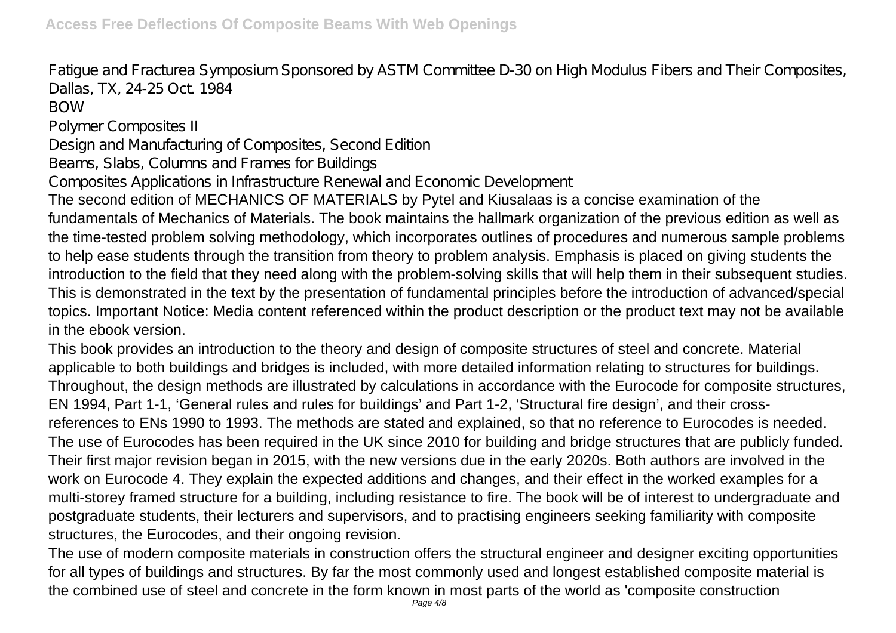Fatigue and Fracturea Symposium Sponsored by ASTM Committee D-30 on High Modulus Fibers and Their Composites, Dallas, TX, 24-25 Oct. 1984

BOW

Polymer Composites II

Design and Manufacturing of Composites, Second Edition

Beams, Slabs, Columns and Frames for Buildings

Composites Applications in Infrastructure Renewal and Economic Development

The second edition of MECHANICS OF MATERIALS by Pytel and Kiusalaas is a concise examination of the fundamentals of Mechanics of Materials. The book maintains the hallmark organization of the previous edition as well as the time-tested problem solving methodology, which incorporates outlines of procedures and numerous sample problems to help ease students through the transition from theory to problem analysis. Emphasis is placed on giving students the introduction to the field that they need along with the problem-solving skills that will help them in their subsequent studies. This is demonstrated in the text by the presentation of fundamental principles before the introduction of advanced/special topics. Important Notice: Media content referenced within the product description or the product text may not be available in the ebook version.

This book provides an introduction to the theory and design of composite structures of steel and concrete. Material applicable to both buildings and bridges is included, with more detailed information relating to structures for buildings. Throughout, the design methods are illustrated by calculations in accordance with the Eurocode for composite structures, EN 1994, Part 1-1, 'General rules and rules for buildings' and Part 1-2, 'Structural fire design', and their cross-references to ENs 1990 to 1993. The methods are stated and explained, so that no reference to Eurocodes is needed. The use of Eurocodes has been required in the UK since 2010 for building and bridge structures that are publicly funded. Their first major revision began in 2015, with the new versions due in the early 2020s. Both authors are involved in the work on Eurocode 4. They explain the expected additions and changes, and their effect in the worked examples for a multi-storey framed structure for a building, including resistance to fire. The book will be of interest to undergraduate and postgraduate students, their lecturers and supervisors, and to practising engineers seeking familiarity with composite structures, the Eurocodes, and their ongoing revision.

The use of modern composite materials in construction offers the structural engineer and designer exciting opportunities for all types of buildings and structures. By far the most commonly used and longest established composite material is the combined use of steel and concrete in the form known in most parts of the world as 'composite construction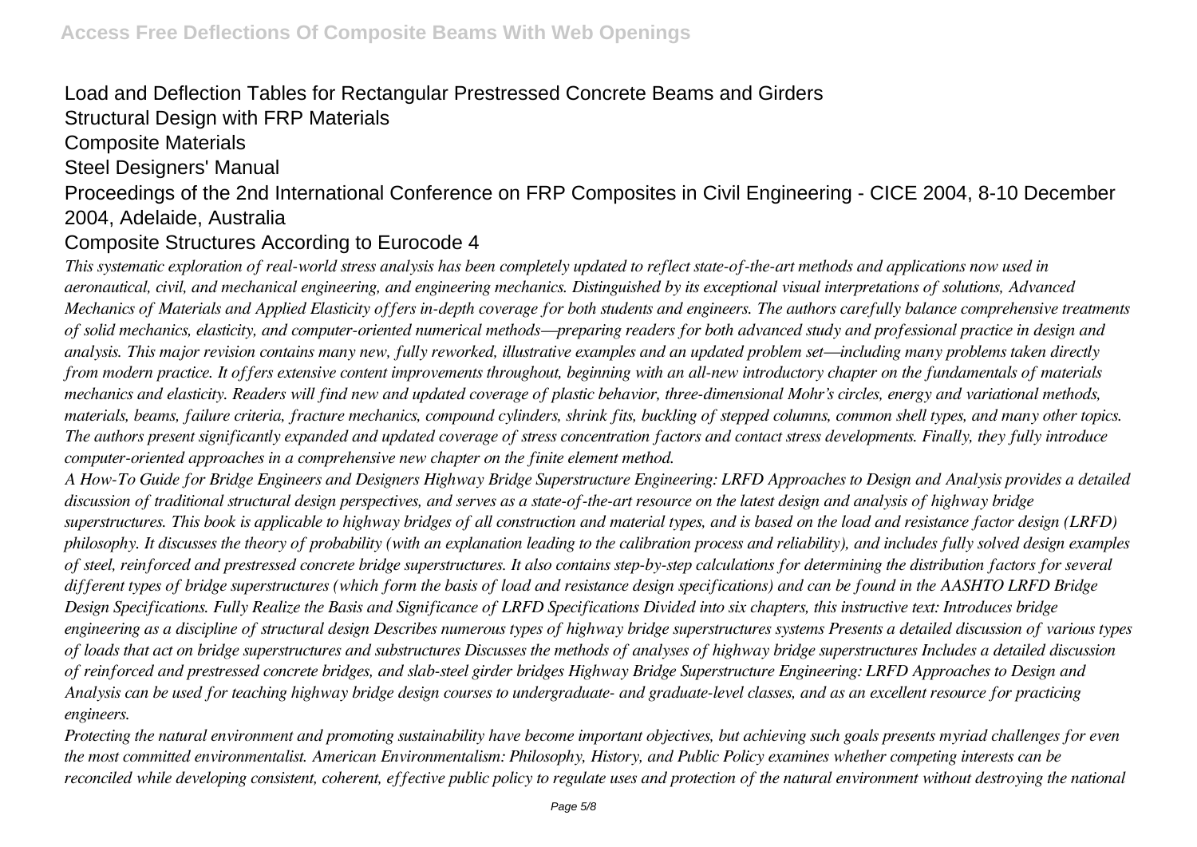Load and Deflection Tables for Rectangular Prestressed Concrete Beams and Girders

Structural Design with FRP Materials

Composite Materials

Steel Designers' Manual

Proceedings of the 2nd International Conference on FRP Composites in Civil Engineering - CICE 2004, 8-10 December 2004, Adelaide, Australia

Composite Structures According to Eurocode 4

*This systematic exploration of real-world stress analysis has been completely updated to reflect state-of-the-art methods and applications now used in aeronautical, civil, and mechanical engineering, and engineering mechanics. Distinguished by its exceptional visual interpretations of solutions, Advanced Mechanics of Materials and Applied Elasticity offers in-depth coverage for both students and engineers. The authors carefully balance comprehensive treatments of solid mechanics, elasticity, and computer-oriented numerical methods—preparing readers for both advanced study and professional practice in design and analysis. This major revision contains many new, fully reworked, illustrative examples and an updated problem set—including many problems taken directly from modern practice. It offers extensive content improvements throughout, beginning with an all-new introductory chapter on the fundamentals of materials mechanics and elasticity. Readers will find new and updated coverage of plastic behavior, three-dimensional Mohr's circles, energy and variational methods, materials, beams, failure criteria, fracture mechanics, compound cylinders, shrink fits, buckling of stepped columns, common shell types, and many other topics. The authors present significantly expanded and updated coverage of stress concentration factors and contact stress developments. Finally, they fully introduce computer-oriented approaches in a comprehensive new chapter on the finite element method.*

*A How-To Guide for Bridge Engineers and Designers Highway Bridge Superstructure Engineering: LRFD Approaches to Design and Analysis provides a detailed discussion of traditional structural design perspectives, and serves as a state-of-the-art resource on the latest design and analysis of highway bridge superstructures. This book is applicable to highway bridges of all construction and material types, and is based on the load and resistance factor design (LRFD) philosophy. It discusses the theory of probability (with an explanation leading to the calibration process and reliability), and includes fully solved design examples of steel, reinforced and prestressed concrete bridge superstructures. It also contains step-by-step calculations for determining the distribution factors for several different types of bridge superstructures (which form the basis of load and resistance design specifications) and can be found in the AASHTO LRFD Bridge Design Specifications. Fully Realize the Basis and Significance of LRFD Specifications Divided into six chapters, this instructive text: Introduces bridge engineering as a discipline of structural design Describes numerous types of highway bridge superstructures systems Presents a detailed discussion of various types of loads that act on bridge superstructures and substructures Discusses the methods of analyses of highway bridge superstructures Includes a detailed discussion of reinforced and prestressed concrete bridges, and slab-steel girder bridges Highway Bridge Superstructure Engineering: LRFD Approaches to Design and Analysis can be used for teaching highway bridge design courses to undergraduate- and graduate-level classes, and as an excellent resource for practicing engineers.*

*Protecting the natural environment and promoting sustainability have become important objectives, but achieving such goals presents myriad challenges for even the most committed environmentalist. American Environmentalism: Philosophy, History, and Public Policy examines whether competing interests can be reconciled while developing consistent, coherent, effective public policy to regulate uses and protection of the natural environment without destroying the national*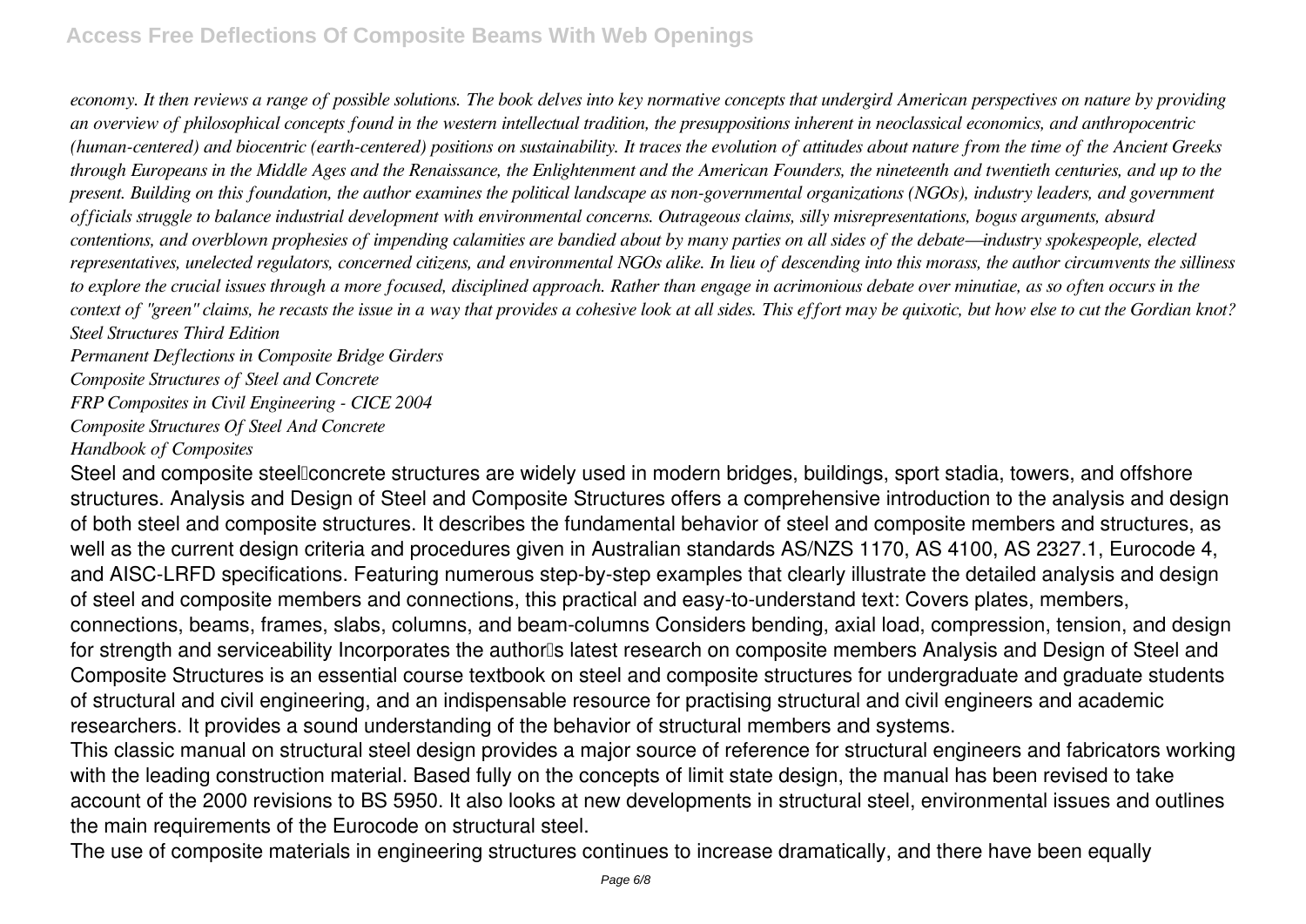*economy. It then reviews a range of possible solutions. The book delves into key normative concepts that undergird American perspectives on nature by providing an overview of philosophical concepts found in the western intellectual tradition, the presuppositions inherent in neoclassical economics, and anthropocentric (human-centered) and biocentric (earth-centered) positions on sustainability. It traces the evolution of attitudes about nature from the time of the Ancient Greeks through Europeans in the Middle Ages and the Renaissance, the Enlightenment and the American Founders, the nineteenth and twentieth centuries, and up to the present. Building on this foundation, the author examines the political landscape as non-governmental organizations (NGOs), industry leaders, and government officials struggle to balance industrial development with environmental concerns. Outrageous claims, silly misrepresentations, bogus arguments, absurd contentions, and overblown prophesies of impending calamities are bandied about by many parties on all sides of the debate—industry spokespeople, elected representatives, unelected regulators, concerned citizens, and environmental NGOs alike. In lieu of descending into this morass, the author circumvents the silliness to explore the crucial issues through a more focused, disciplined approach. Rather than engage in acrimonious debate over minutiae, as so often occurs in the context of "green" claims, he recasts the issue in a way that provides a cohesive look at all sides. This effort may be quixotic, but how else to cut the Gordian knot?*

*Steel Structures Third Edition*

*Permanent Deflections in Composite Bridge Girders*

*Composite Structures of Steel and Concrete*

*FRP Composites in Civil Engineering - CICE 2004*

*Composite Structures Of Steel And Concrete*

*Handbook of Composites*

Steel and composite steel–concrete structures are widely used in modern bridges, buildings, sport stadia, towers, and offshore structures. Analysis and Design of Steel and Composite Structures offers a comprehensive introduction to the analysis and design of both steel and composite structures. It describes the fundamental behavior of steel and composite members and structures, as well as the current design criteria and procedures given in Australian standards AS/NZS 1170, AS 4100, AS 2327.1, Eurocode 4, and AISC-LRFD specifications. Featuring numerous step-by-step examples that clearly illustrate the detailed analysis and design of steel and composite members and connections, this practical and easy-to-understand text: Covers plates, members, connections, beams, frames, slabs, columns, and beam-columns Considers bending, axial load, compression, tension, and design for strength and serviceability Incorporates the author's latest research on composite members Analysis and Design of Steel and Composite Structures is an essential course textbook on steel and composite structures for undergraduate and graduate students of structural and civil engineering, and an indispensable resource for practising structural and civil engineers and academic researchers. It provides a sound understanding of the behavior of structural members and systems.

This classic manual on structural steel design provides a major source of reference for structural engineers and fabricators working with the leading construction material. Based fully on the concepts of limit state design, the manual has been revised to take account of the 2000 revisions to BS 5950. It also looks at new developments in structural steel, environmental issues and outlines the main requirements of the Eurocode on structural steel.

The use of composite materials in engineering structures continues to increase dramatically, and there have been equally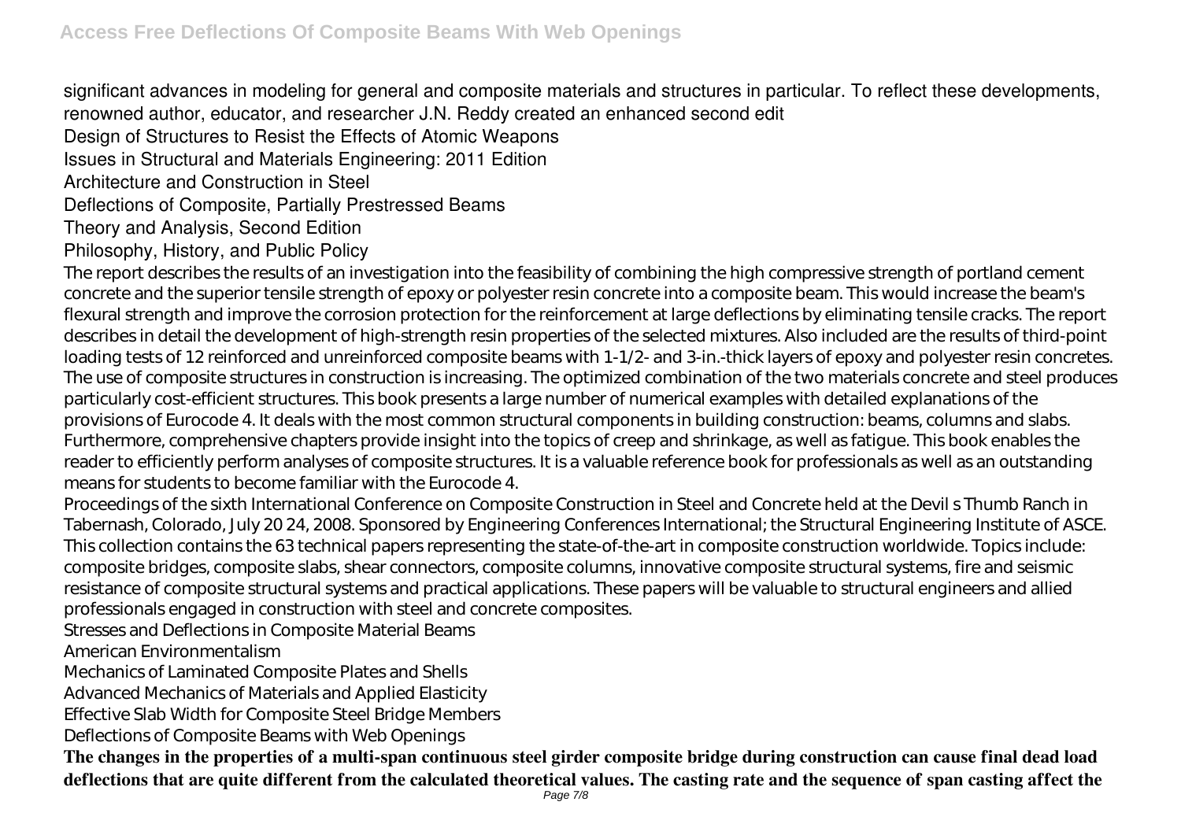significant advances in modeling for general and composite materials and structures in particular. To reflect these developments, renowned author, educator, and researcher J.N. Reddy created an enhanced second edit

Design of Structures to Resist the Effects of Atomic Weapons

Issues in Structural and Materials Engineering: 2011 Edition

Architecture and Construction in Steel

Deflections of Composite, Partially Prestressed Beams

Theory and Analysis, Second Edition

Philosophy, History, and Public Policy

The report describes the results of an investigation into the feasibility of combining the high compressive strength of portland cement concrete and the superior tensile strength of epoxy or polyester resin concrete into a composite beam. This would increase the beam's flexural strength and improve the corrosion protection for the reinforcement at large deflections by eliminating tensile cracks. The report describes in detail the development of high-strength resin properties of the selected mixtures. Also included are the results of third-point loading tests of 12 reinforced and unreinforced composite beams with 1-1/2- and 3-in.-thick layers of epoxy and polyester resin concretes.

The use of composite structures in construction is increasing. The optimized combination of the two materials concrete and steel produces particularly cost-efficient structures. This book presents a large number of numerical examples with detailed explanations of the provisions of Eurocode 4. It deals with the most common structural components in building construction: beams, columns and slabs. Furthermore, comprehensive chapters provide insight into the topics of creep and shrinkage, as well as fatigue. This book enables the reader to efficiently perform analyses of composite structures. It is a valuable reference book for professionals as well as an outstanding means for students to become familiar with the Eurocode 4.

Proceedings of the sixth International Conference on Composite Construction in Steel and Concrete held at the Devil s Thumb Ranch in Tabernash, Colorado, July 20 24, 2008. Sponsored by Engineering Conferences International; the Structural Engineering Institute of ASCE. This collection contains the 63 technical papers representing the state-of-the-art in composite construction worldwide. Topics include: composite bridges, composite slabs, shear connectors, composite columns, innovative composite structural systems, fire and seismic resistance of composite structural systems and practical applications. These papers will be valuable to structural engineers and allied professionals engaged in construction with steel and concrete composites.

Stresses and Deflections in Composite Material Beams

American Environmentalism

Mechanics of Laminated Composite Plates and Shells

Advanced Mechanics of Materials and Applied Elasticity

Effective Slab Width for Composite Steel Bridge Members

Deflections of Composite Beams with Web Openings

**The changes in the properties of a multi-span continuous steel girder composite bridge during construction can cause final dead load deflections that are quite different from the calculated theoretical values. The casting rate and the sequence of span casting affect the**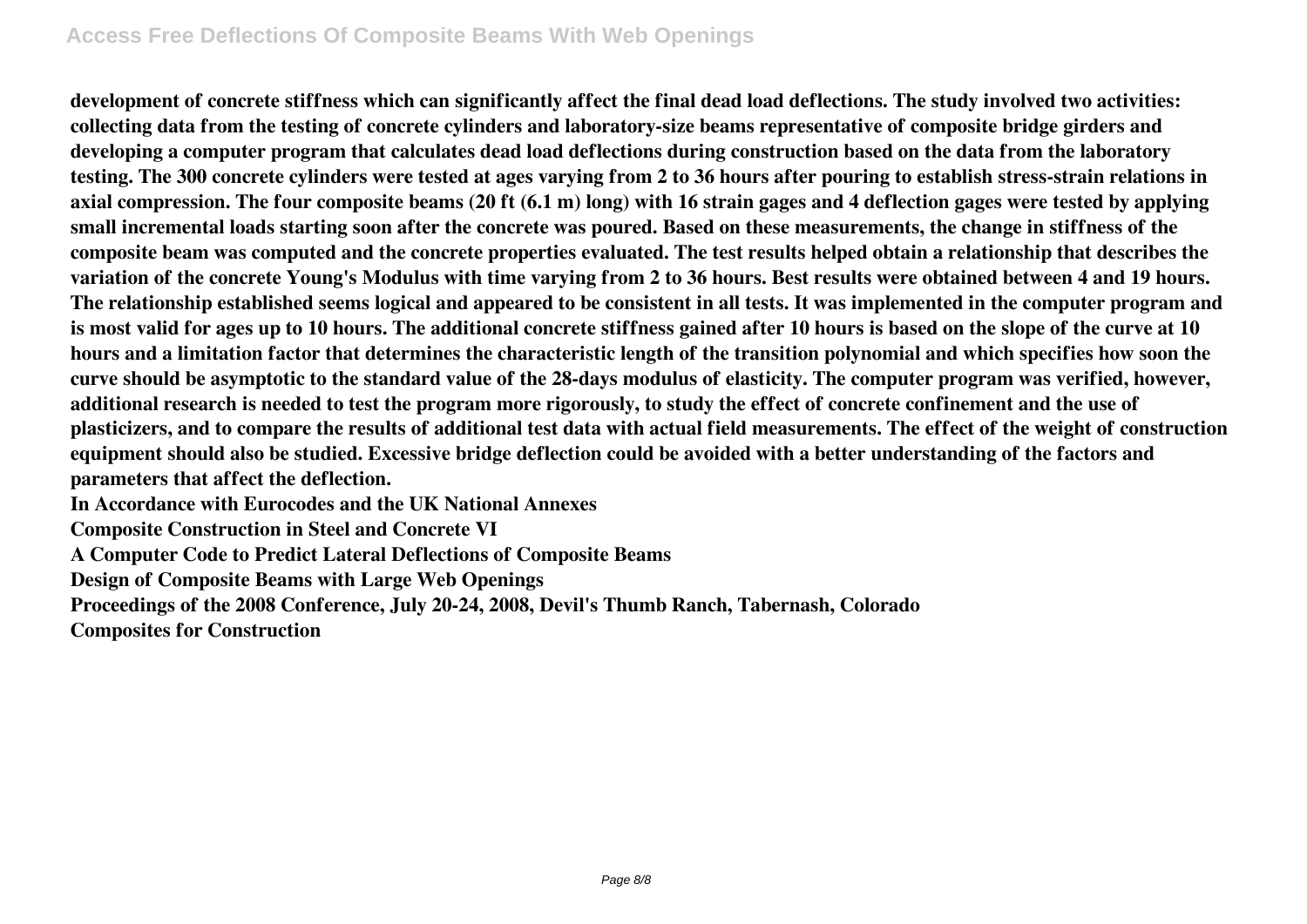**development of concrete stiffness which can significantly affect the final dead load deflections. The study involved two activities: collecting data from the testing of concrete cylinders and laboratory-size beams representative of composite bridge girders and developing a computer program that calculates dead load deflections during construction based on the data from the laboratory testing. The 300 concrete cylinders were tested at ages varying from 2 to 36 hours after pouring to establish stress-strain relations in axial compression. The four composite beams (20 ft (6.1 m) long) with 16 strain gages and 4 deflection gages were tested by applying small incremental loads starting soon after the concrete was poured. Based on these measurements, the change in stiffness of the composite beam was computed and the concrete properties evaluated. The test results helped obtain a relationship that describes the variation of the concrete Young's Modulus with time varying from 2 to 36 hours. Best results were obtained between 4 and 19 hours. The relationship established seems logical and appeared to be consistent in all tests. It was implemented in the computer program and is most valid for ages up to 10 hours. The additional concrete stiffness gained after 10 hours is based on the slope of the curve at 10 hours and a limitation factor that determines the characteristic length of the transition polynomial and which specifies how soon the curve should be asymptotic to the standard value of the 28-days modulus of elasticity. The computer program was verified, however, additional research is needed to test the program more rigorously, to study the effect of concrete confinement and the use of plasticizers, and to compare the results of additional test data with actual field measurements. The effect of the weight of construction equipment should also be studied. Excessive bridge deflection could be avoided with a better understanding of the factors and parameters that affect the deflection.**

**In Accordance with Eurocodes and the UK National Annexes**

**Composite Construction in Steel and Concrete VI**

**A Computer Code to Predict Lateral Deflections of Composite Beams**

**Design of Composite Beams with Large Web Openings**

**Proceedings of the 2008 Conference, July 20-24, 2008, Devil's Thumb Ranch, Tabernash, Colorado**

**Composites for Construction**